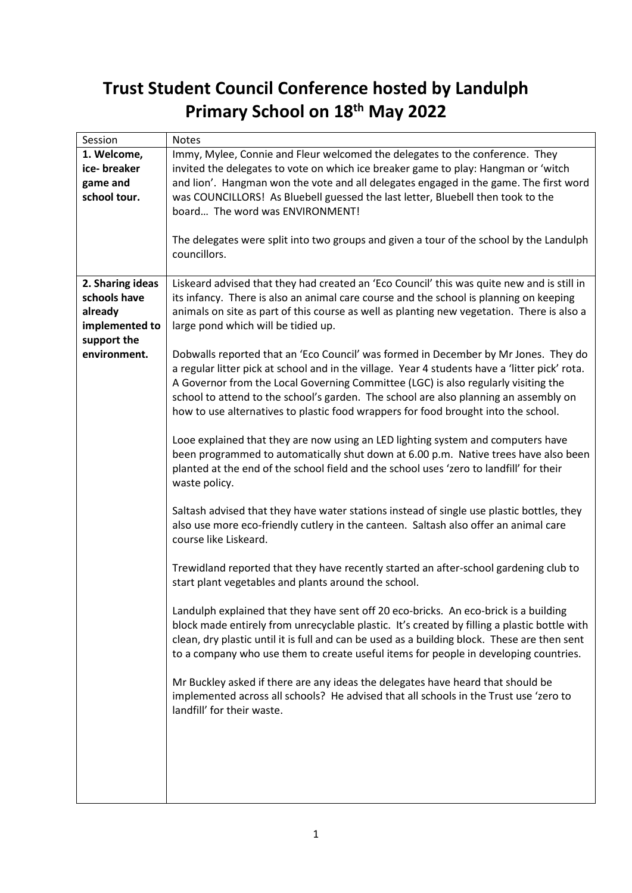# Trust Student Council Conference hosted by Landulph Primary School on 18th May 2022

| Session | Notes |
|---|---|
| **1. Welcome, ice- breaker game and school tour.** | Immy, Mylee, Connie and Fleur welcomed the delegates to the conference. They invited the delegates to vote on which ice breaker game to play: Hangman or 'witch and lion'. Hangman won the vote and all delegates engaged in the game. The first word was COUNCILLORS! As Bluebell guessed the last letter, Bluebell then took to the board… The word was ENVIRONMENT!<br><br>The delegates were split into two groups and given a tour of the school by the Landulph councillors. |
| **2. Sharing ideas schools have already implemented to support the environment.** | Liskeard advised that they had created an 'Eco Council' this was quite new and is still in its infancy. There is also an animal care course and the school is planning on keeping animals on site as part of this course as well as planting new vegetation. There is also a large pond which will be tidied up.<br><br>Dobwalls reported that an 'Eco Council' was formed in December by Mr Jones. They do a regular litter pick at school and in the village. Year 4 students have a 'litter pick' rota. A Governor from the Local Governing Committee (LGC) is also regularly visiting the school to attend to the school's garden. The school are also planning an assembly on how to use alternatives to plastic food wrappers for food brought into the school.<br><br>Looe explained that they are now using an LED lighting system and computers have been programmed to automatically shut down at 6.00 p.m. Native trees have also been planted at the end of the school field and the school uses 'zero to landfill' for their waste policy.<br><br>Saltash advised that they have water stations instead of single use plastic bottles, they also use more eco-friendly cutlery in the canteen. Saltash also offer an animal care course like Liskeard.<br><br>Trewidland reported that they have recently started an after-school gardening club to start plant vegetables and plants around the school.<br><br>Landulph explained that they have sent off 20 eco-bricks. An eco-brick is a building block made entirely from unrecyclable plastic. It's created by filling a plastic bottle with clean, dry plastic until it is full and can be used as a building block. These are then sent to a company who use them to create useful items for people in developing countries.<br><br>Mr Buckley asked if there are any ideas the delegates have heard that should be implemented across all schools? He advised that all schools in the Trust use 'zero to landfill' for their waste. |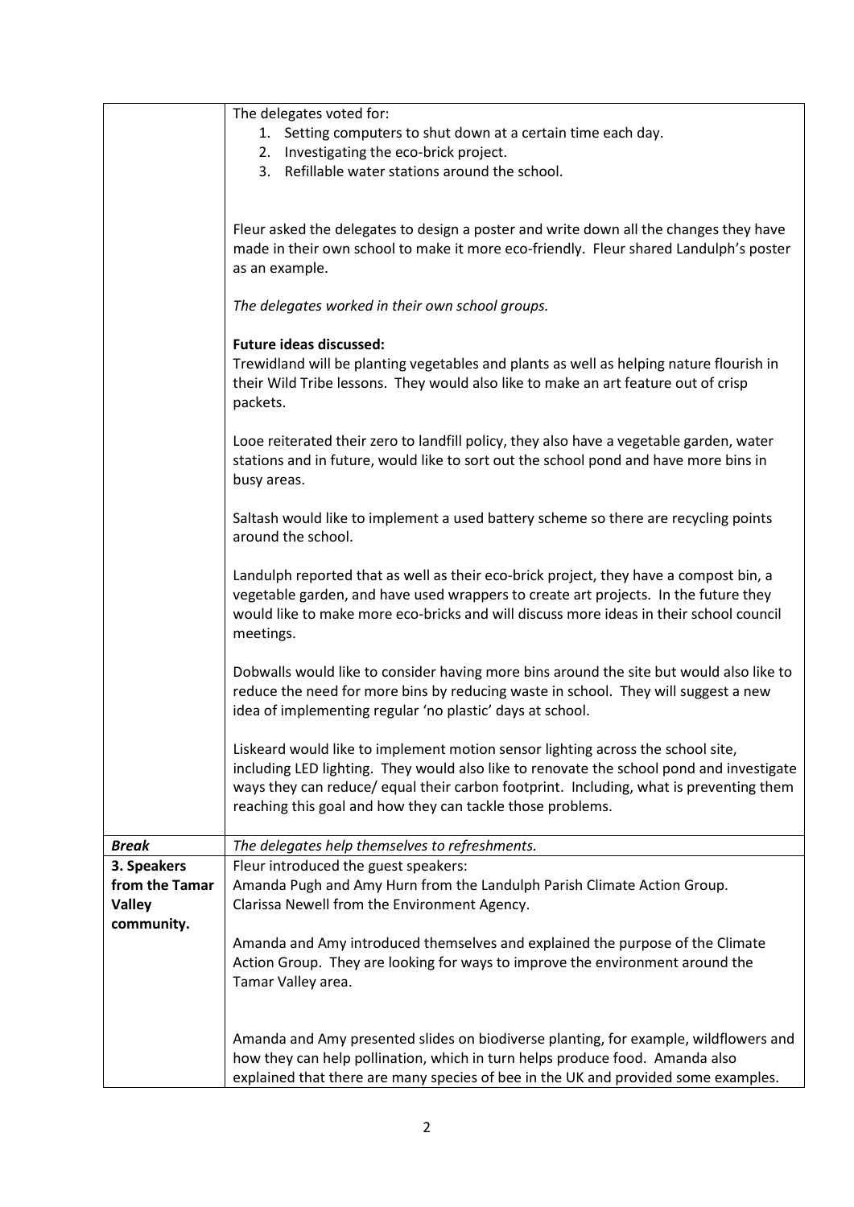| | |
|---|---|
| | The delegates voted for:<br>1. Setting computers to shut down at a certain time each day.<br>2. Investigating the eco-brick project.<br>3. Refillable water stations around the school.<br><br>Fleur asked the delegates to design a poster and write down all the changes they have made in their own school to make it more eco-friendly. Fleur shared Landulph's poster as an example.<br><br>*The delegates worked in their own school groups.*<br><br>**Future ideas discussed:**<br>Trewidland will be planting vegetables and plants as well as helping nature flourish in their Wild Tribe lessons. They would also like to make an art feature out of crisp packets.<br><br>Looe reiterated their zero to landfill policy, they also have a vegetable garden, water stations and in future, would like to sort out the school pond and have more bins in busy areas.<br><br>Saltash would like to implement a used battery scheme so there are recycling points around the school.<br><br>Landulph reported that as well as their eco-brick project, they have a compost bin, a vegetable garden, and have used wrappers to create art projects. In the future they would like to make more eco-bricks and will discuss more ideas in their school council meetings.<br><br>Dobwalls would like to consider having more bins around the site but would also like to reduce the need for more bins by reducing waste in school. They will suggest a new idea of implementing regular 'no plastic' days at school.<br><br>Liskeard would like to implement motion sensor lighting across the school site, including LED lighting. They would also like to renovate the school pond and investigate ways they can reduce/ equal their carbon footprint. Including, what is preventing them reaching this goal and how they can tackle those problems. |
| ***Break*** | *The delegates help themselves to refreshments.* |
| **3. Speakers from the Tamar Valley community.** | Fleur introduced the guest speakers:<br>Amanda Pugh and Amy Hurn from the Landulph Parish Climate Action Group.<br>Clarissa Newell from the Environment Agency.<br><br>Amanda and Amy introduced themselves and explained the purpose of the Climate Action Group. They are looking for ways to improve the environment around the Tamar Valley area.<br><br>Amanda and Amy presented slides on biodiverse planting, for example, wildflowers and how they can help pollination, which in turn helps produce food. Amanda also explained that there are many species of bee in the UK and provided some examples. |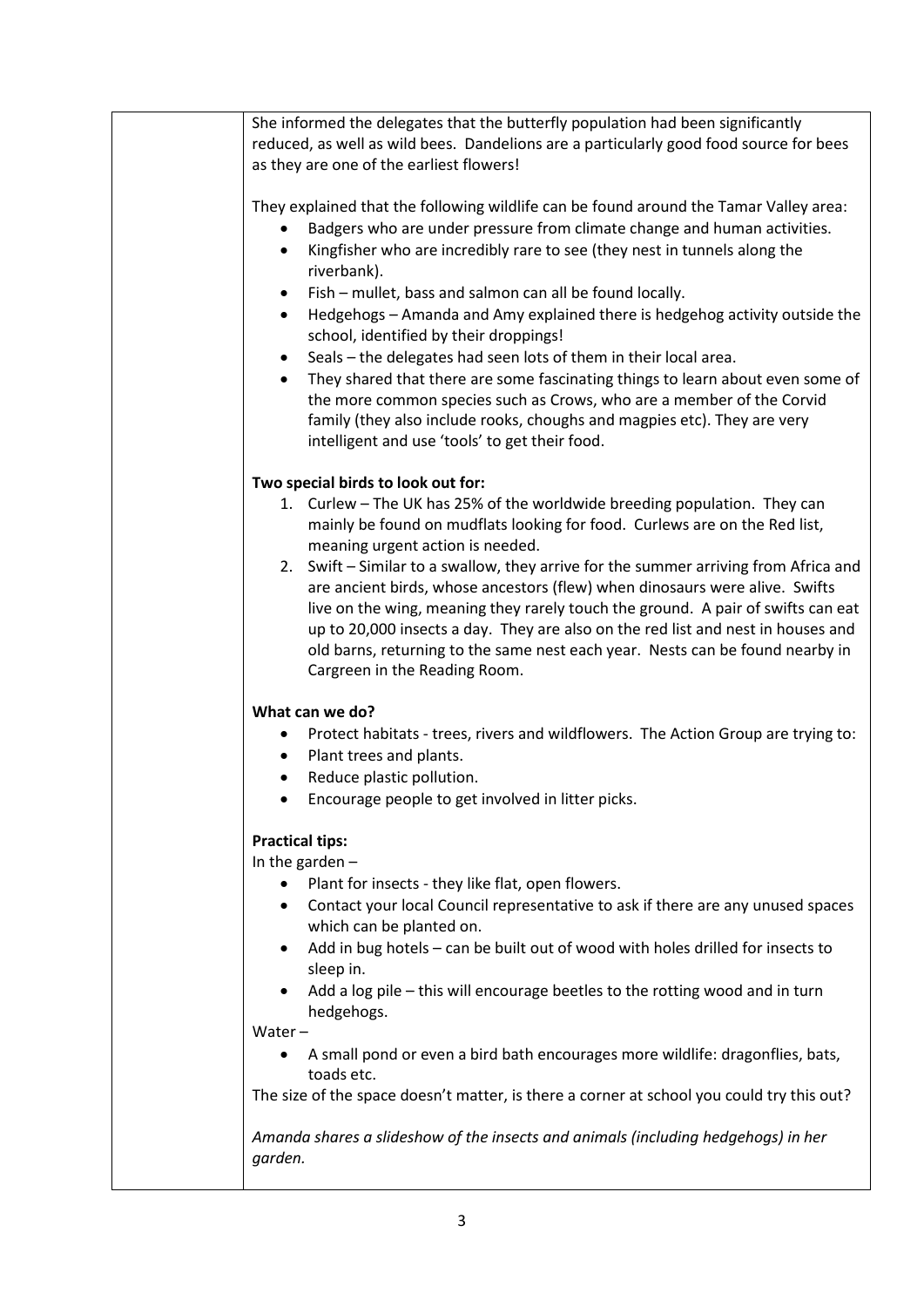She informed the delegates that the butterfly population had been significantly reduced, as well as wild bees. Dandelions are a particularly good food source for bees as they are one of the earliest flowers!

They explained that the following wildlife can be found around the Tamar Valley area:

- Badgers who are under pressure from climate change and human activities.
- Kingfisher who are incredibly rare to see (they nest in tunnels along the riverbank).
- Fish – mullet, bass and salmon can all be found locally.
- Hedgehogs – Amanda and Amy explained there is hedgehog activity outside the school, identified by their droppings!
- Seals – the delegates had seen lots of them in their local area.
- They shared that there are some fascinating things to learn about even some of the more common species such as Crows, who are a member of the Corvid family (they also include rooks, choughs and magpies etc). They are very intelligent and use 'tools' to get their food.

**Two special birds to look out for:**

1. Curlew – The UK has 25% of the worldwide breeding population. They can mainly be found on mudflats looking for food. Curlews are on the Red list, meaning urgent action is needed.
2. Swift – Similar to a swallow, they arrive for the summer arriving from Africa and are ancient birds, whose ancestors (flew) when dinosaurs were alive. Swifts live on the wing, meaning they rarely touch the ground. A pair of swifts can eat up to 20,000 insects a day. They are also on the red list and nest in houses and old barns, returning to the same nest each year. Nests can be found nearby in Cargreen in the Reading Room.

**What can we do?**

- Protect habitats - trees, rivers and wildflowers. The Action Group are trying to:
- Plant trees and plants.
- Reduce plastic pollution.
- Encourage people to get involved in litter picks.

**Practical tips:**

In the garden –

- Plant for insects - they like flat, open flowers.
- Contact your local Council representative to ask if there are any unused spaces which can be planted on.
- Add in bug hotels – can be built out of wood with holes drilled for insects to sleep in.
- Add a log pile – this will encourage beetles to the rotting wood and in turn hedgehogs.

Water –

- A small pond or even a bird bath encourages more wildlife: dragonflies, bats, toads etc.

The size of the space doesn't matter, is there a corner at school you could try this out?

*Amanda shares a slideshow of the insects and animals (including hedgehogs) in her garden.*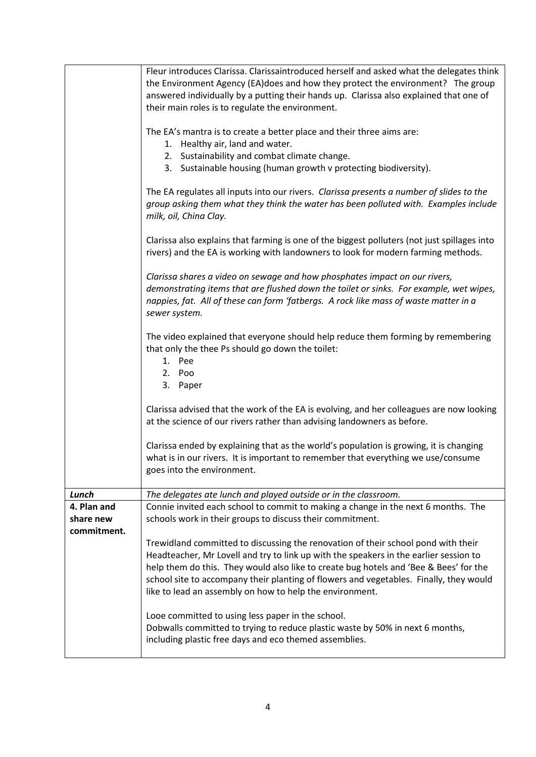| | |
|---|---|
| | Fleur introduces Clarissa. Clarissaintroduced herself and asked what the delegates think the Environment Agency (EA)does and how they protect the environment? The group answered individually by a putting their hands up. Clarissa also explained that one of their main roles is to regulate the environment.<br><br>The EA's mantra is to create a better place and their three aims are:<br>1. Healthy air, land and water.<br>2. Sustainability and combat climate change.<br>3. Sustainable housing (human growth v protecting biodiversity).<br><br>The EA regulates all inputs into our rivers. *Clarissa presents a number of slides to the group asking them what they think the water has been polluted with. Examples include milk, oil, China Clay.*<br><br>Clarissa also explains that farming is one of the biggest polluters (not just spillages into rivers) and the EA is working with landowners to look for modern farming methods.<br><br>*Clarissa shares a video on sewage and how phosphates impact on our rivers, demonstrating items that are flushed down the toilet or sinks. For example, wet wipes, nappies, fat. All of these can form 'fatbergs. A rock like mass of waste matter in a sewer system.*<br><br>The video explained that everyone should help reduce them forming by remembering that only the thee Ps should go down the toilet:<br>1. Pee<br>2. Poo<br>3. Paper<br><br>Clarissa advised that the work of the EA is evolving, and her colleagues are now looking at the science of our rivers rather than advising landowners as before.<br><br>Clarissa ended by explaining that as the world's population is growing, it is changing what is in our rivers. It is important to remember that everything we use/consume goes into the environment. |
| ***Lunch*** | *The delegates ate lunch and played outside or in the classroom.* |
| **4. Plan and share new commitment.** | Connie invited each school to commit to making a change in the next 6 months. The schools work in their groups to discuss their commitment.<br><br>Trewidland committed to discussing the renovation of their school pond with their Headteacher, Mr Lovell and try to link up with the speakers in the earlier session to help them do this. They would also like to create bug hotels and 'Bee & Bees' for the school site to accompany their planting of flowers and vegetables. Finally, they would like to lead an assembly on how to help the environment.<br><br>Looe committed to using less paper in the school.<br>Dobwalls committed to trying to reduce plastic waste by 50% in next 6 months, including plastic free days and eco themed assemblies. |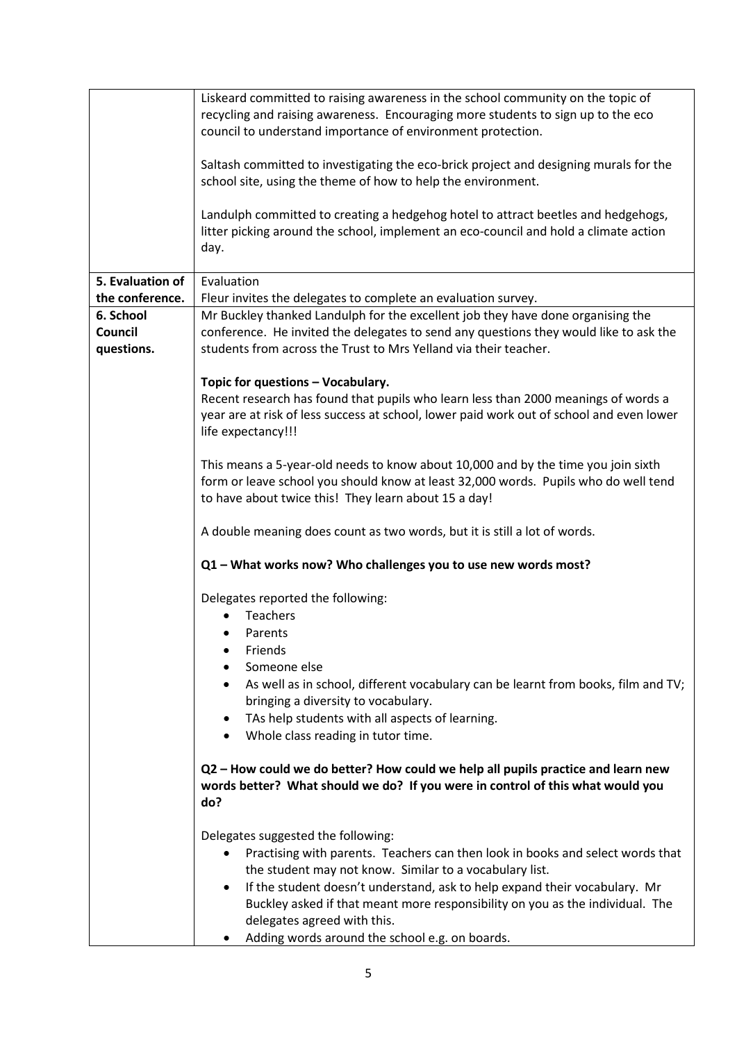| | |
|---|---|
| | Liskeard committed to raising awareness in the school community on the topic of recycling and raising awareness. Encouraging more students to sign up to the eco council to understand importance of environment protection.<br><br>Saltash committed to investigating the eco-brick project and designing murals for the school site, using the theme of how to help the environment.<br><br>Landulph committed to creating a hedgehog hotel to attract beetles and hedgehogs, litter picking around the school, implement an eco-council and hold a climate action day. |
| **5. Evaluation of the conference.** | Evaluation<br>Fleur invites the delegates to complete an evaluation survey. |
| **6. School Council questions.** | Mr Buckley thanked Landulph for the excellent job they have done organising the conference. He invited the delegates to send any questions they would like to ask the students from across the Trust to Mrs Yelland via their teacher.<br><br>**Topic for questions – Vocabulary.**<br>Recent research has found that pupils who learn less than 2000 meanings of words a year are at risk of less success at school, lower paid work out of school and even lower life expectancy!!!<br><br>This means a 5-year-old needs to know about 10,000 and by the time you join sixth form or leave school you should know at least 32,000 words. Pupils who do well tend to have about twice this! They learn about 15 a day!<br><br>A double meaning does count as two words, but it is still a lot of words.<br><br>**Q1 – What works now? Who challenges you to use new words most?**<br><br>Delegates reported the following:<br>• Teachers<br>• Parents<br>• Friends<br>• Someone else<br>• As well as in school, different vocabulary can be learnt from books, film and TV; bringing a diversity to vocabulary.<br>• TAs help students with all aspects of learning.<br>• Whole class reading in tutor time.<br><br>**Q2 – How could we do better? How could we help all pupils practice and learn new words better? What should we do? If you were in control of this what would you do?**<br><br>Delegates suggested the following:<br>• Practising with parents. Teachers can then look in books and select words that the student may not know. Similar to a vocabulary list.<br>• If the student doesn't understand, ask to help expand their vocabulary. Mr Buckley asked if that meant more responsibility on you as the individual. The delegates agreed with this.<br>• Adding words around the school e.g. on boards. |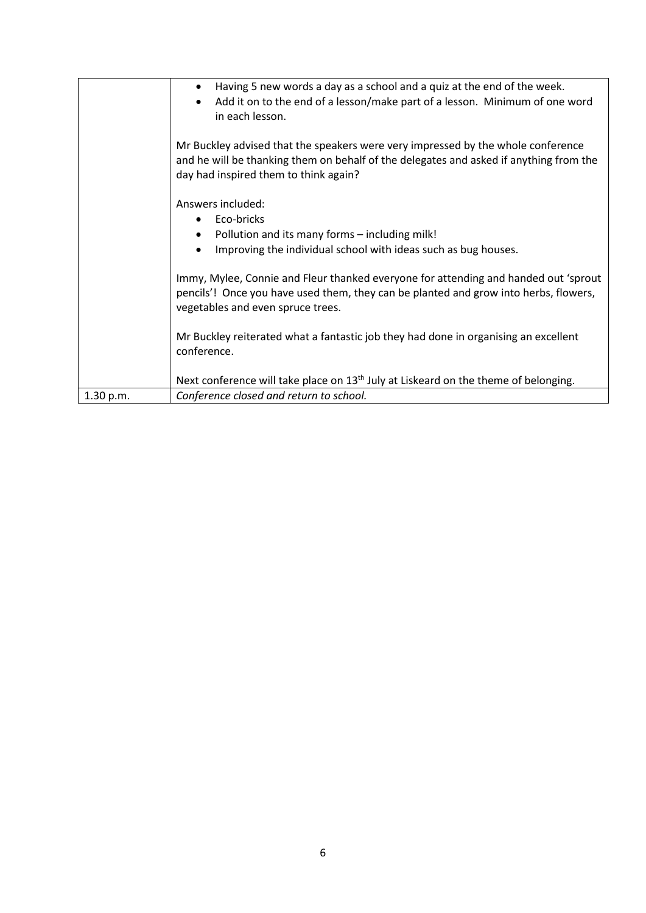| | |
|---|---|
| | • Having 5 new words a day as a school and a quiz at the end of the week.<br>• Add it on to the end of a lesson/make part of a lesson. Minimum of one word in each lesson.<br><br>Mr Buckley advised that the speakers were very impressed by the whole conference and he will be thanking them on behalf of the delegates and asked if anything from the day had inspired them to think again?<br><br>Answers included:<br>• Eco-bricks<br>• Pollution and its many forms – including milk!<br>• Improving the individual school with ideas such as bug houses.<br><br>Immy, Mylee, Connie and Fleur thanked everyone for attending and handed out 'sprout pencils'! Once you have used them, they can be planted and grow into herbs, flowers, vegetables and even spruce trees.<br><br>Mr Buckley reiterated what a fantastic job they had done in organising an excellent conference.<br><br>Next conference will take place on 13th July at Liskeard on the theme of belonging. |
| 1.30 p.m. | *Conference closed and return to school.* |